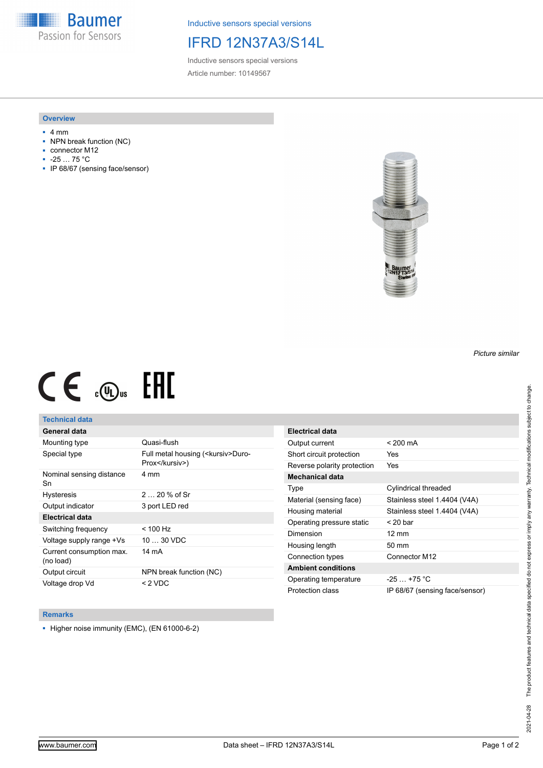Inductive sensors special versions

# IFRD 12N37A3/S14L

Inductive sensors special versions

Article number: 10149567

## Overview

- 4 mm
- NPN break function (NC)
- connector M12
- -25 … 75 °C
- IP 68/67 (sensing face/sensor)

*Picture similar*

## Technical data

| General data | |
|---|---|
| Mounting type | Quasi-flush |
| Special type | Full metal housing (<kursiv>Duro-Prox</kursiv>) |
| Nominal sensing distance Sn | 4 mm |
| Hysteresis | 2 … 20 % of Sr |
| Output indicator | 3 port LED red |
| **Electrical data** | |
| Switching frequency | < 100 Hz |
| Voltage supply range +Vs | 10 … 30 VDC |
| Current consumption max. (no load) | 14 mA |
| Output circuit | NPN break function (NC) |
| Voltage drop Vd | < 2 VDC |

| Electrical data | |
|---|---|
| Output current | < 200 mA |
| Short circuit protection | Yes |
| Reverse polarity protection | Yes |
| **Mechanical data** | |
| Type | Cylindrical threaded |
| Material (sensing face) | Stainless steel 1.4404 (V4A) |
| Housing material | Stainless steel 1.4404 (V4A) |
| Operating pressure static | < 20 bar |
| Dimension | 12 mm |
| Housing length | 50 mm |
| Connection types | Connector M12 |
| **Ambient conditions** | |
| Operating temperature | -25 … +75 °C |
| Protection class | IP 68/67 (sensing face/sensor) |

## Remarks

- Higher noise immunity (EMC), (EN 61000-6-2)

2021-04-28 The product features and technical data specified do not express or imply any warranty. Technical modifications subject to change.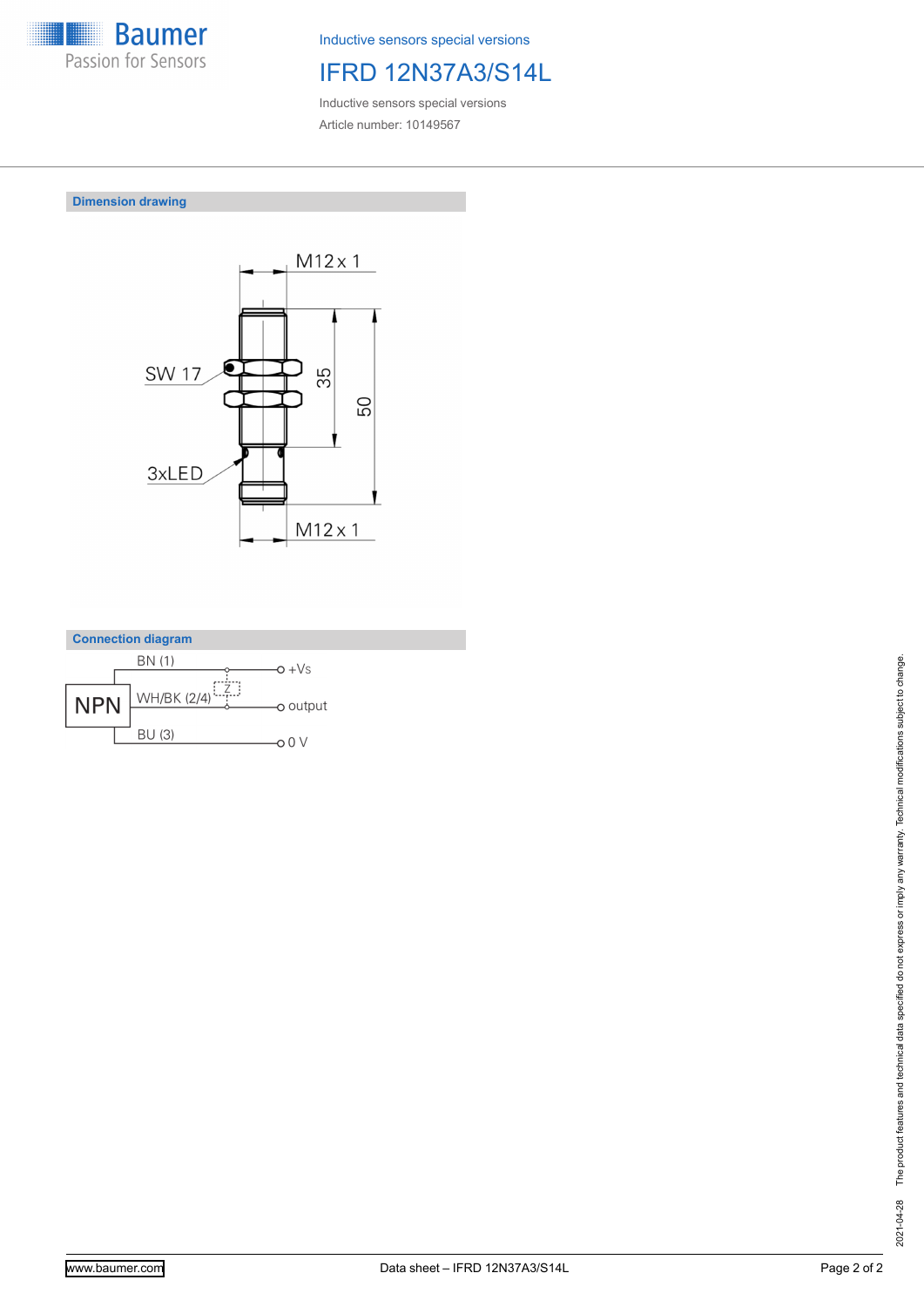Inductive sensors special versions

# IFRD 12N37A3/S14L

Inductive sensors special versions

Article number: 10149567

## Dimension drawing

M12 x 1

SW 17

35

50

3xLED

M12 x 1

## Connection diagram

NPN

BN (1) — +Vs

WH/BK (2/4) — output

Z

BU (3) — 0 V

2021-04-28 The product features and technical data specified do not express or imply any warranty. Technical modifications subject to change.

www.baumer.com

Data sheet – IFRD 12N37A3/S14L